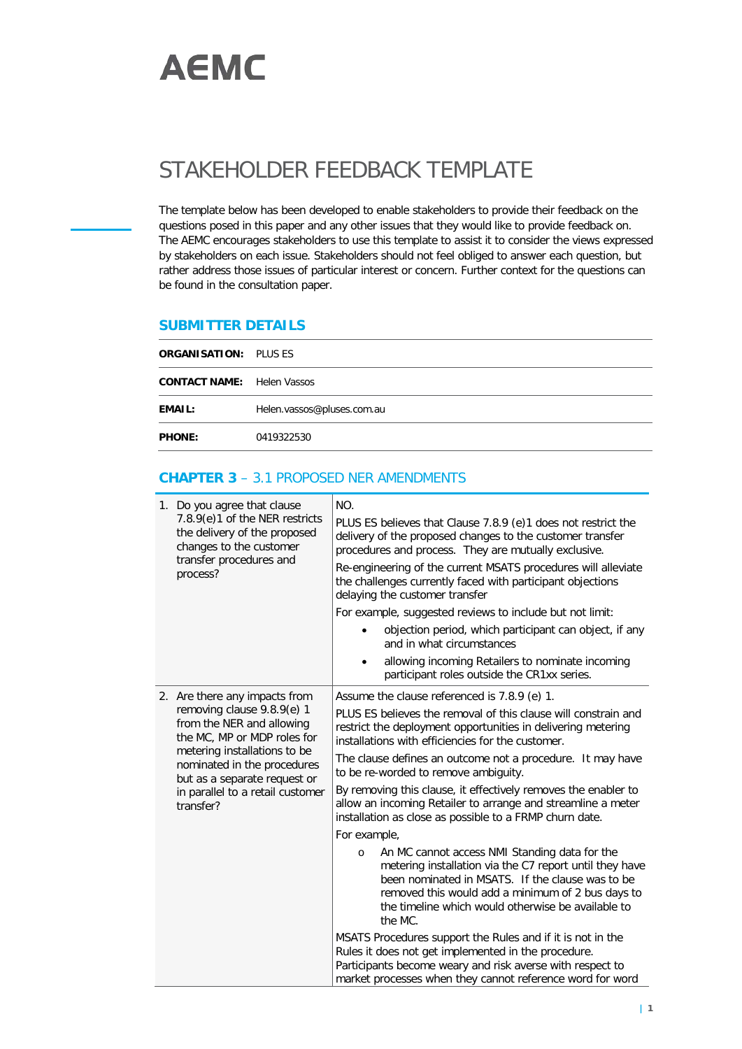# AEMC

## STAKEHOLDER FEEDBACK TEMPLATE

The template below has been developed to enable stakeholders to provide their feedback on the questions posed in this paper and any other issues that they would like to provide feedback on. The AEMC encourages stakeholders to use this template to assist it to consider the views expressed by stakeholders on each issue. Stakeholders should not feel obliged to answer each question, but rather address those issues of particular interest or concern. Further context for the questions can be found in the consultation paper.

### SUBMITTER DETAILS

| | |
|---|---|
| **ORGANISATION:** | PLUS ES |
| **CONTACT NAME:** | Helen Vassos |
| **EMAIL:** | Helen.vassos@pluses.com.au |
| **PHONE:** | 0419322530 |

### CHAPTER 3 – 3.1 PROPOSED NER AMENDMENTS

| | |
|---|---|
| 1. Do you agree that clause 7.8.9(e)1 of the NER restricts the delivery of the proposed changes to the customer transfer procedures and process? | NO.<br>PLUS ES believes that Clause 7.8.9 (e)1 does not restrict the delivery of the proposed changes to the customer transfer procedures and process. They are mutually exclusive.<br>Re-engineering of the current MSATS procedures will alleviate the challenges currently faced with participant objections delaying the customer transfer<br>For example, suggested reviews to include but not limit:<br>• objection period, which participant can object, if any and in what circumstances<br>• allowing incoming Retailers to nominate incoming participant roles outside the CR1xx series. |
| 2. Are there any impacts from removing clause 9.8.9(e) 1 from the NER and allowing the MC, MP or MDP roles for metering installations to be nominated in the procedures but as a separate request or in parallel to a retail customer transfer? | Assume the clause referenced is 7.8.9 (e) 1.<br>PLUS ES believes the removal of this clause will constrain and restrict the deployment opportunities in delivering metering installations with efficiencies for the customer.<br>The clause defines an outcome not a procedure. It may have to be re-worded to remove ambiguity.<br>By removing this clause, it effectively removes the enabler to allow an incoming Retailer to arrange and streamline a meter installation as close as possible to a FRMP churn date.<br>For example,<br>o An MC cannot access NMI Standing data for the metering installation via the C7 report until they have been nominated in MSATS. If the clause was to be removed this would add a minimum of 2 bus days to the timeline which would otherwise be available to the MC.<br>MSATS Procedures support the Rules and if it is not in the Rules it does not get implemented in the procedure. Participants become weary and risk averse with respect to market processes when they cannot reference word for word |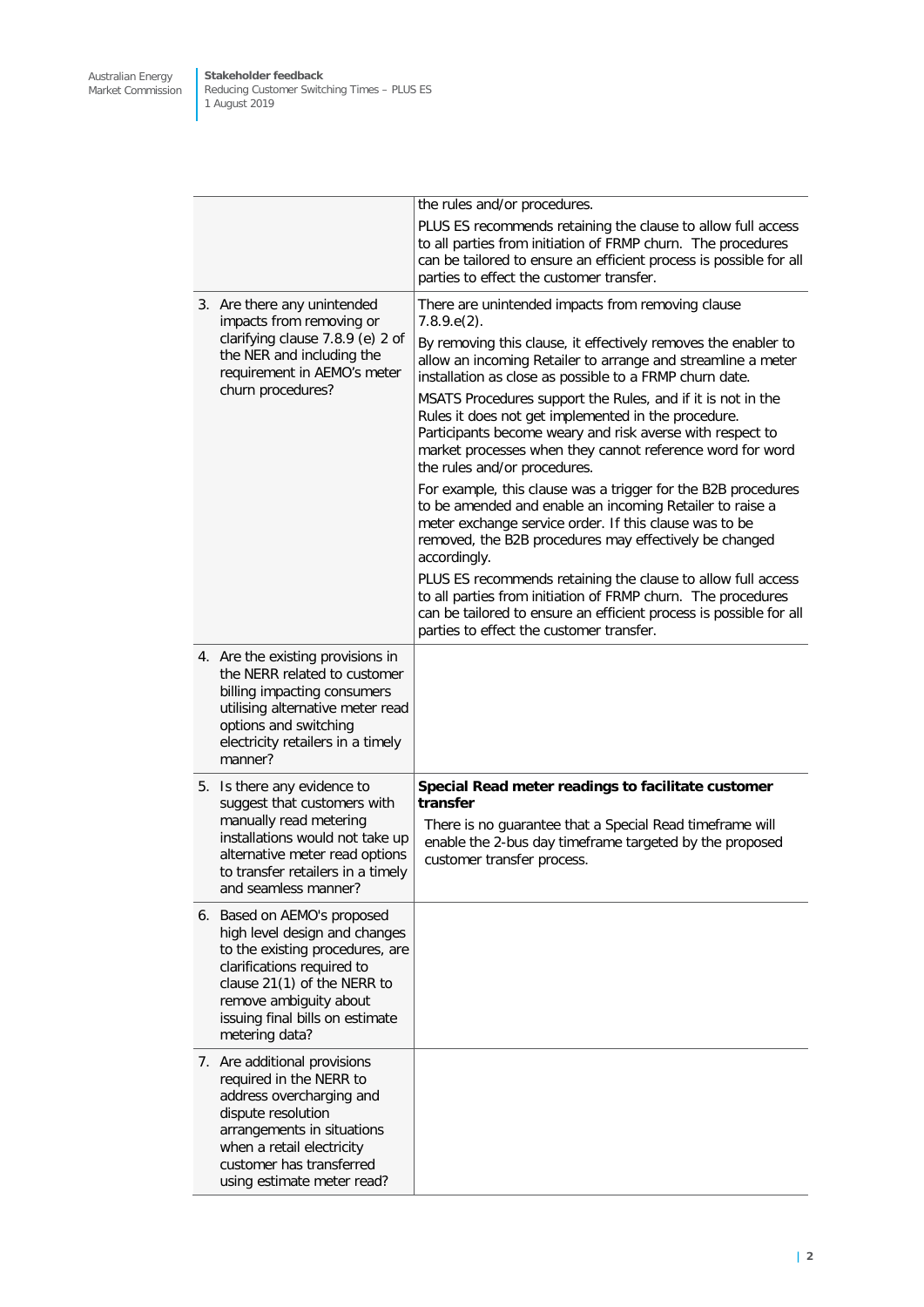| | |
|---|---|
| | the rules and/or procedures.<br><br>PLUS ES recommends retaining the clause to allow full access to all parties from initiation of FRMP churn. The procedures can be tailored to ensure an efficient process is possible for all parties to effect the customer transfer. |
| 3. Are there any unintended impacts from removing or clarifying clause 7.8.9 (e) 2 of the NER and including the requirement in AEMO's meter churn procedures? | There are unintended impacts from removing clause 7.8.9.e(2).<br><br>By removing this clause, it effectively removes the enabler to allow an incoming Retailer to arrange and streamline a meter installation as close as possible to a FRMP churn date.<br><br>MSATS Procedures support the Rules, and if it is not in the Rules it does not get implemented in the procedure. Participants become weary and risk averse with respect to market processes when they cannot reference word for word the rules and/or procedures.<br><br>For example, this clause was a trigger for the B2B procedures to be amended and enable an incoming Retailer to raise a meter exchange service order. If this clause was to be removed, the B2B procedures may effectively be changed accordingly.<br><br>PLUS ES recommends retaining the clause to allow full access to all parties from initiation of FRMP churn. The procedures can be tailored to ensure an efficient process is possible for all parties to effect the customer transfer. |
| 4. Are the existing provisions in the NERR related to customer billing impacting consumers utilising alternative meter read options and switching electricity retailers in a timely manner? | |
| 5. Is there any evidence to suggest that customers with manually read metering installations would not take up alternative meter read options to transfer retailers in a timely and seamless manner? | **Special Read meter readings to facilitate customer transfer**<br><br>There is no guarantee that a Special Read timeframe will enable the 2-bus day timeframe targeted by the proposed customer transfer process. |
| 6. Based on AEMO's proposed high level design and changes to the existing procedures, are clarifications required to clause 21(1) of the NERR to remove ambiguity about issuing final bills on estimate metering data? | |
| 7. Are additional provisions required in the NERR to address overcharging and dispute resolution arrangements in situations when a retail electricity customer has transferred using estimate meter read? | |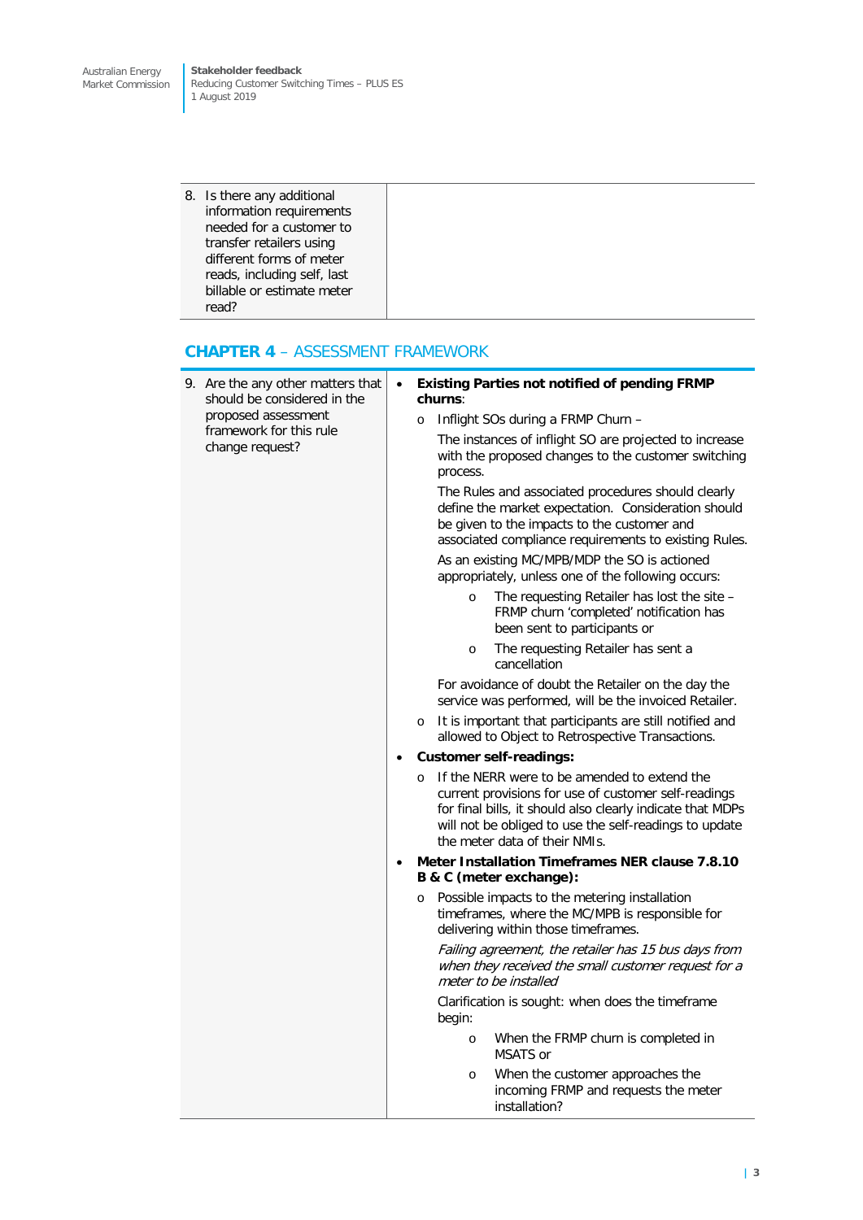| | |
|---|---|
| 8. Is there any additional information requirements needed for a customer to transfer retailers using different forms of meter reads, including self, last billable or estimate meter read? | |

## CHAPTER 4 – ASSESSMENT FRAMEWORK

| | |
|---|---|
| 9. Are the any other matters that should be considered in the proposed assessment framework for this rule change request? | • **Existing Parties not notified of pending FRMP churns**:<br>o Inflight SOs during a FRMP Churn –<br>The instances of inflight SO are projected to increase with the proposed changes to the customer switching process.<br>The Rules and associated procedures should clearly define the market expectation. Consideration should be given to the impacts to the customer and associated compliance requirements to existing Rules.<br>As an existing MC/MPB/MDP the SO is actioned appropriately, unless one of the following occurs:<br>o The requesting Retailer has lost the site – FRMP churn 'completed' notification has been sent to participants or<br>o The requesting Retailer has sent a cancellation<br>For avoidance of doubt the Retailer on the day the service was performed, will be the invoiced Retailer.<br>o It is important that participants are still notified and allowed to Object to Retrospective Transactions.<br>• **Customer self-readings:**<br>o If the NERR were to be amended to extend the current provisions for use of customer self-readings for final bills, it should also clearly indicate that MDPs will not be obliged to use the self-readings to update the meter data of their NMIs.<br>• **Meter Installation Timeframes NER clause 7.8.10 B & C (meter exchange):**<br>o Possible impacts to the metering installation timeframes, where the MC/MPB is responsible for delivering within those timeframes.<br>*Failing agreement, the retailer has 15 bus days from when they received the small customer request for a meter to be installed*<br>Clarification is sought: when does the timeframe begin:<br>o When the FRMP churn is completed in MSATS or<br>o When the customer approaches the incoming FRMP and requests the meter installation? |